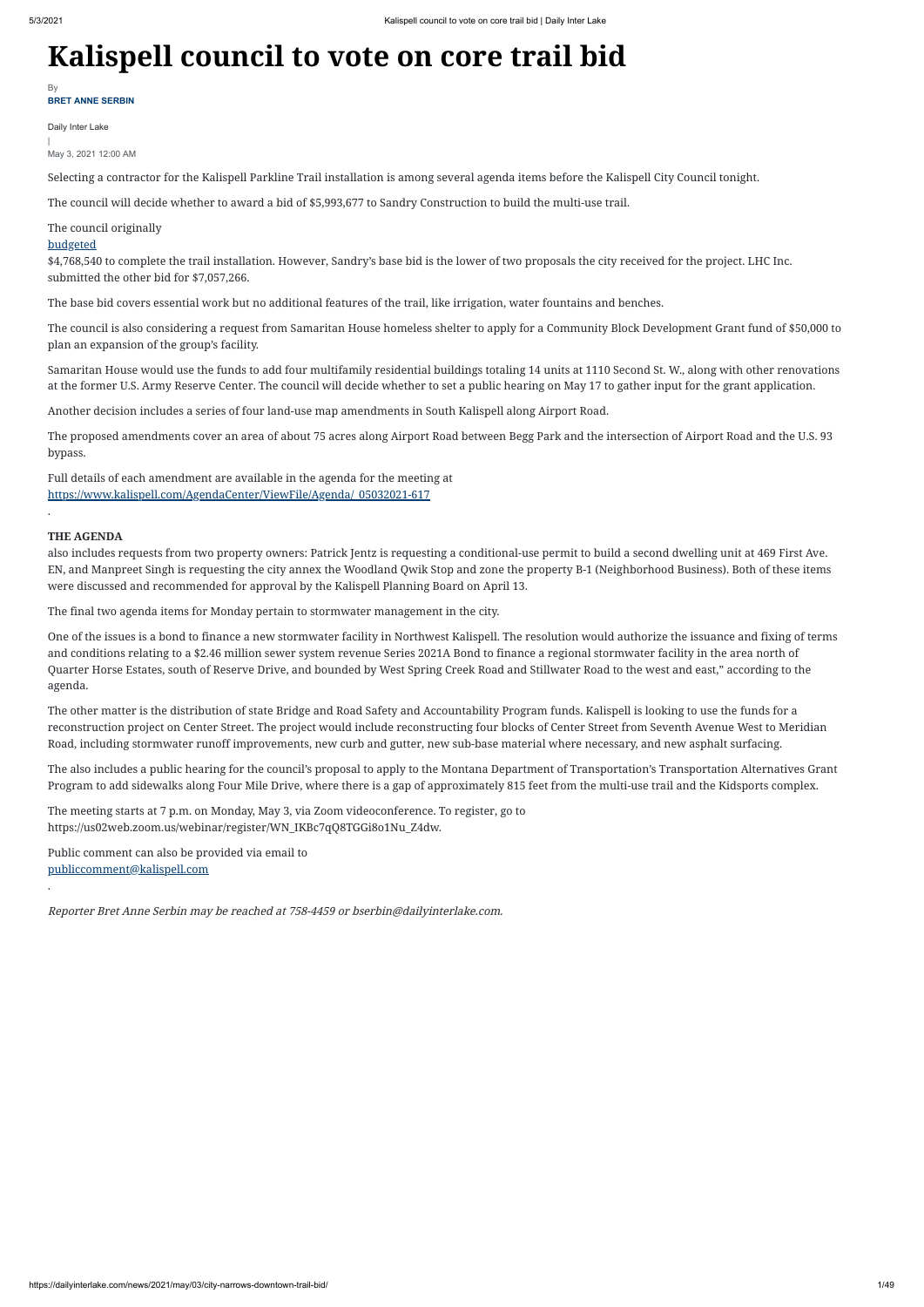# Kalispell council to vote on core trail bid

By

**BRET ANNE SERBIN**

Daily Inter Lake

|

May 3, 2021 12:00 AM

Selecting a contractor for the Kalispell Parkline Trail installation is among several agenda items before the Kalispell City Council tonight.

The council will decide whether to award a bid of $5,993,677 to Sandry Construction to build the multi-use trail.

The council originally [budgeted](#) $4,768,540 to complete the trail installation. However, Sandry's base bid is the lower of two proposals the city received for the project. LHC Inc. submitted the other bid for $7,057,266.

The base bid covers essential work but no additional features of the trail, like irrigation, water fountains and benches.

The council is also considering a request from Samaritan House homeless shelter to apply for a Community Block Development Grant fund of $50,000 to plan an expansion of the group's facility.

Samaritan House would use the funds to add four multifamily residential buildings totaling 14 units at 1110 Second St. W., along with other renovations at the former U.S. Army Reserve Center. The council will decide whether to set a public hearing on May 17 to gather input for the grant application.

Another decision includes a series of four land-use map amendments in South Kalispell along Airport Road.

The proposed amendments cover an area of about 75 acres along Airport Road between Begg Park and the intersection of Airport Road and the U.S. 93 bypass.

Full details of each amendment are available in the agenda for the meeting at [https://www.kalispell.com/AgendaCenter/ViewFile/Agenda/_05032021-617](https://www.kalispell.com/AgendaCenter/ViewFile/Agenda/_05032021-617).

**THE AGENDA** also includes requests from two property owners: Patrick Jentz is requesting a conditional-use permit to build a second dwelling unit at 469 First Ave. EN, and Manpreet Singh is requesting the city annex the Woodland Qwik Stop and zone the property B-1 (Neighborhood Business). Both of these items were discussed and recommended for approval by the Kalispell Planning Board on April 13.

The final two agenda items for Monday pertain to stormwater management in the city.

One of the issues is a bond to finance a new stormwater facility in Northwest Kalispell. The resolution would authorize the issuance and fixing of terms and conditions relating to a $2.46 million sewer system revenue Series 2021A Bond to finance a regional stormwater facility in the area north of Quarter Horse Estates, south of Reserve Drive, and bounded by West Spring Creek Road and Stillwater Road to the west and east," according to the agenda.

The other matter is the distribution of state Bridge and Road Safety and Accountability Program funds. Kalispell is looking to use the funds for a reconstruction project on Center Street. The project would include reconstructing four blocks of Center Street from Seventh Avenue West to Meridian Road, including stormwater runoff improvements, new curb and gutter, new sub-base material where necessary, and new asphalt surfacing.

The also includes a public hearing for the council's proposal to apply to the Montana Department of Transportation's Transportation Alternatives Grant Program to add sidewalks along Four Mile Drive, where there is a gap of approximately 815 feet from the multi-use trail and the Kidsports complex.

The meeting starts at 7 p.m. on Monday, May 3, via Zoom videoconference. To register, go to https://us02web.zoom.us/webinar/register/WN_IKBc7qQ8TGGi8o1Nu_Z4dw.

Public comment can also be provided via email to [publiccomment@kalispell.com](mailto:publiccomment@kalispell.com).

*Reporter Bret Anne Serbin may be reached at 758-4459 or bserbin@dailyinterlake.com.*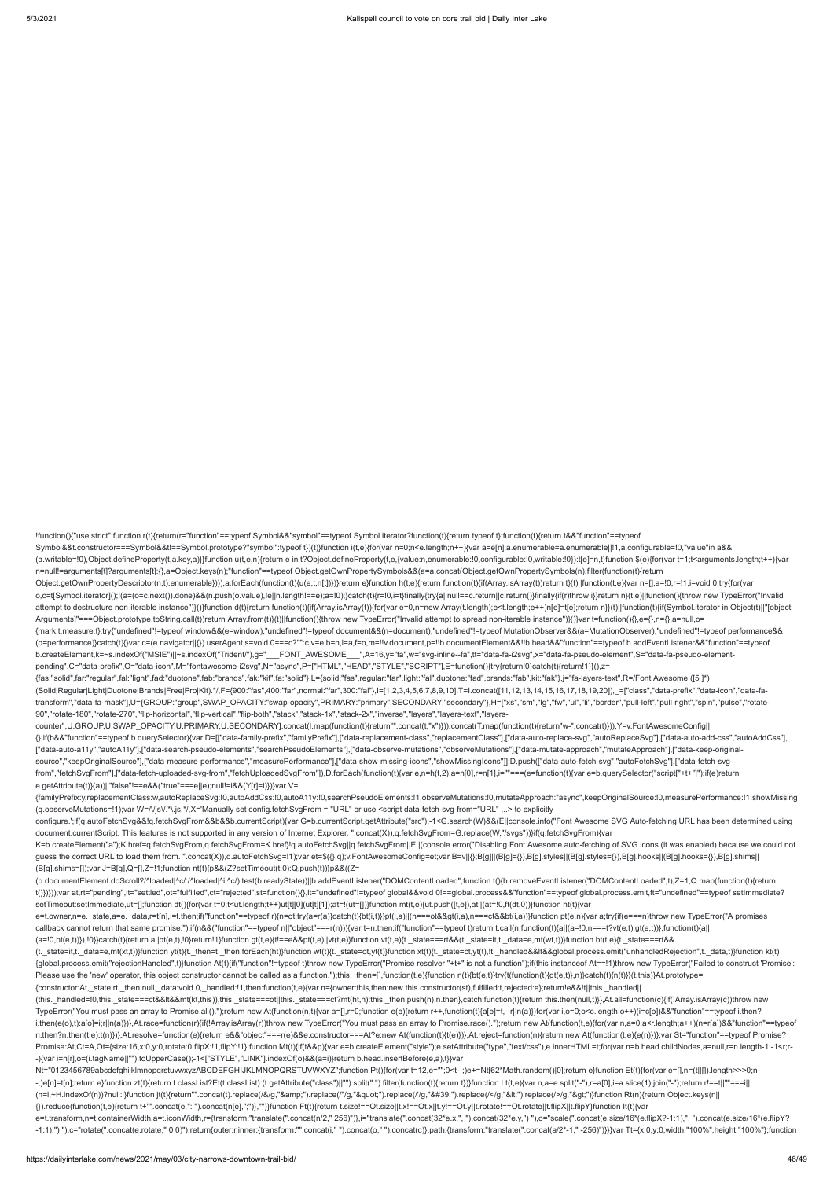```
!function(){"use strict";function r(t){return(r="function"==typeof Symbol&&"symbol"==typeof Symbol.iterator?function(t){return typeof t}:function(t){return t&&"function"==typeof
Symbol&&t.constructor===Symbol&&t!==Symbol.prototype?"symbol":typeof t})(t)}function i(t,e){for(var n=0;n<e.length;n++){var a=e[n];a.enumerable=a.enumerable||!1,a.configurable=!0,"value"in a&&
(a.writable=!0),Object.defineProperty(t,a.key,a)}}function u(t,e,n){return e in t?Object.defineProperty(t,e,{value:n,enumerable:!0,configurable:!0,writable:!0}):t[e]=n,t}function $(e){for(var t=1;t<arguments.length;t++){var
n=null!=arguments[t]?arguments[t]:{},a=Object.keys(n);"function"==typeof Object.getOwnPropertySymbols&&(a=a.concat(Object.getOwnPropertySymbols(n).filter(function(t){return
Object.getOwnPropertyDescriptor(n,t).enumerable}))),a.forEach(function(t){u(e,t,n[t])})}return e}function h(t,e){return function(t){if(Array.isArray(t))return t}(t)||function(t,e){var n=[],a=!0,r=!1,i=void 0;try{for(var
o,c=t[Symbol.iterator]();!(a=(o=c.next()).done)&&(n.push(o.value),!e||n.length!==e);a=!0);}catch(t){r=!0,i=t}finally{try{a||null==c.return||c.return()}finally{if(r)throw i}}return n}(t,e)||function(){throw new TypeError("Invalid
attempt to destructure non-iterable instance")}()}function d(t){return function(t){if(Array.isArray(t)){for(var e=0,n=new Array(t.length);e<t.length;e++)n[e]=t[e];return n}}(t)||function(t){if(Symbol.iterator in Object(t)||"[object
Arguments]"===Object.prototype.toString.call(t))return Array.from(t)}(t)||function(){throw new TypeError("Invalid attempt to spread non-iterable instance")}()}var t=function(){},e={},n={},a=null,o=
{mark:t,measure:t};try{"undefined"!=typeof window&&(e=window),"undefined"!=typeof document&&(n=document),"undefined"!=typeof MutationObserver&&(a=MutationObserver),"undefined"!=typeof performance&&
(o=performance)}catch(t){}var c=(e.navigator||{}).userAgent,s=void 0===c?"":c,v=e,b=n,l=a,f=o,m=!!v.document,p=!!b.documentElement&&!!b.head&&"function"==typeof b.addEventListener&&"function"==typeof
b.createElement,k=~s.indexOf("MSIE")||~s.indexOf("Trident/"),g="___FONT_AWESOME___",A=16,y="fa",w="svg-inline--fa",tt="data-fa-i2svg",x="data-fa-pseudo-element",S="data-fa-pseudo-element-
pending",C="data-prefix",O="data-icon",M="fontawesome-i2svg",N="async",P=["HTML","HEAD","STYLE","SCRIPT"],E=function(){try{return!0}catch(t){return!1}}(),z=
{fas:"solid",far:"regular",fal:"light",fad:"duotone",fab:"brands",fak:"kit",fa:"solid"},L={solid:"fas",regular:"far",light:"fal",duotone:"fad",brands:"fab",kit:"fak"},j="fa-layers-text",R=/Font Awesome ([5 ]*)
(Solid|Regular|Light|Duotone|Brands|Free|Pro|Kit).*/,F={900:"fas",400:"far",normal:"far",300:"fal"},I=[1,2,3,4,5,6,7,8,9,10],T=I.concat([11,12,13,14,15,16,17,18,19,20]),_=["class","data-prefix","data-icon","data-fa-
transform","data-fa-mask"],U={GROUP:"group",SWAP_OPACITY:"swap-opacity",PRIMARY:"primary",SECONDARY:"secondary"},H=["xs","sm","lg","fw","ul","li","border","pull-left","pull-right","spin","pulse","rotate-
90","rotate-180","rotate-270","flip-horizontal","flip-vertical","flip-both","stack","stack-1x","stack-2x","inverse","layers","layers-text","layers-
counter",U.GROUP,U.SWAP_OPACITY,U.PRIMARY,U.SECONDARY].concat(I.map(function(t){return"".concat(t,"x")})).concat(T.map(function(t){return"w-".concat(t)})),Y=v.FontAwesomeConfig||
{};if(b&&"function"==typeof b.querySelector){var D=[["data-family-prefix","familyPrefix"],["data-replacement-class","replacementClass"],["data-auto-replace-svg","autoReplaceSvg"],["data-auto-add-css","autoAddCss"],
["data-auto-a11y","autoA11y"],["data-search-pseudo-elements","searchPseudoElements"],["data-observe-mutations","observeMutations"],["data-mutate-approach","mutateApproach"],["data-keep-original-
source","keepOriginalSource"],["data-measure-performance","measurePerformance"],["data-show-missing-icons","showMissingIcons"]];D.push(["data-auto-fetch-svg","autoFetchSvg"],["data-fetch-svg-
from","fetchSvgFrom"],["data-fetch-uploaded-svg-from","fetchUploadedSvgFrom"]),D.forEach(function(t){var e,n=h(t,2),a=n[0],r=n[1],i=""===(e=function(t){var e=b.querySelector("script["+t+"]");if(e)return
e.getAttribute(t)}(a))||"false"!==e&&("true"===e||e);null!=i&&(Y[r]=i)})}var V=
{familyPrefix:y,replacementClass:w,autoReplaceSvg:!0,autoAddCss:!0,autoA11y:!0,searchPseudoElements:!1,observeMutations:!0,mutateApproach:"async",keepOriginalSource:!0,measurePerformance:!1,showMissing
(q.observeMutations=!1);var W=/\/js\/.*\.js.*/,X='Manually set config.fetchSvgFrom = "URL" or use <script data-fetch-svg-from="URL" ...> to explicitly
configure.';if(q.autoFetchSvg&&!q.fetchSvgFrom&&b&&b.currentScript){var G=b.currentScript.getAttribute("src");-1<G.search(W)&&(E||console.info("Font Awesome SVG Auto-fetching URL has been determined using
document.currentScript. This features is not supported in any version of Internet Explorer. ".concat(X)),q.fetchSvgFrom=G.replace(W,"/svgs"))}if(q.fetchSvgFrom){var
K=b.createElement("a");K.href=q.fetchSvgFrom,q.fetchSvgFrom=K.href}!q.autoFetchSvg||q.fetchSvgFrom||E||(console.error("Disabling Font Awesome auto-fetching of SVG icons (it was enabled) because we could not
guess the correct URL to load them from. ".concat(X)),q.autoFetchSvg=!1);var et=$({},q);v.FontAwesomeConfig=et;var B=v||{};B[g]||(B[g]={}),B[g].styles||(B[g].styles={}),B[g].hooks||(B[g].hooks={}),B[g].shims||
(B[g].shims=[]);var J=B[g],Z=[],Z=!1;function nt(t){p&&(Z?setTimeout(t,0):Q.push(t))}p&&((Z=
(b.documentElement.doScroll?/^loaded|^c/:/^loaded|^i|^c/).test(b.readyState))||b.addEventListener("DOMContentLoaded",function t(){b.removeEventListener("DOMContentLoaded",t),Z=1,Q.map(function(t){return
t()})}));var at,rt="pending",it="settled",ot="fulfilled",ct="rejected",st=function(){},lt="undefined"!=typeof global&&void 0!==global.process&&"function"==typeof global.process.emit,ft="undefined"==typeof setImmediate?
setTimeout:setImmediate,ut=[];function dt(){for(var t=0;t<ut.length;t++)ut[t][0](ut[t][1]);at=!(ut=[])}function mt(t,e){ut.push([t,e]),at||(at=!0,ft(dt,0))}function ht(t){var
e=t.owner,n=e._state,a=e._data,r=t[n],i=t.then;if("function"==typeof r){n=ot;try{a=r(a)}catch(t){bt(i,t)}}pt(i,a)||(n===ot&&gt(i,a),n===ct&&bt(i,a))}function pt(e,n){var a;try{if(e===n)throw new TypeError("A promises
callback cannot return that same promise.");if(n&&("function"==typeof n||"object"===r(n))){var t=n.then;if("function"==typeof t)return t.call(n,function(t){a||(a=!0,n===t?vt(e,t):gt(e,t))},function(t){a||
(a=!0,bt(e,t))}),!0}}catch(t){return a||bt(e,t),!0}return!1}function gt(t,e){t!==e&&pt(t,e)||vt(t,e)}function vt(t,e){t._state===rt&&(t._state=it,t._data=e,mt(wt,t))}function bt(t,e){t._state===rt&&
(t._state=it,t._data=e,mt(xt,t))}function yt(t){t._then=t._then.forEach(ht)}function wt(t){t._state=ot,yt(t)}function xt(t){t._state=ct,yt(t),!t._handled&&lt&&global.process.emit("unhandledRejection",t._data,t)}function kt(t)
{global.process.emit("rejectionHandled",t)}function At(t){if("function"!=typeof t)throw new TypeError("Promise resolver "+t+" is not a function");if(this instanceof At==!1)throw new TypeError("Failed to construct 'Promise':
Please use the 'new' operator, this object constructor cannot be called as a function.");this._then=[],function(t,e){function n(t){bt(e,t)}try{t(function(t){gt(e,t)},n)}catch(t){n(t)}}(t,this)}At.prototype=
{constructor:At,_state:rt,_then:null,_data:void 0,_handled:!1,then:function(t,e){var n={owner:this,then:new this.constructor(st),fulfilled:t,rejected:e};return!e&&!t||this._handled||
(this._handled=!0,this._state===ct&&lt&&mt(kt,this)),this._state===ot||this._state===ct?mt(ht,n):this._then.push(n),n.then},catch:function(t){return this.then(null,t)}},At.all=function(c){if(!Array.isArray(c))throw new
TypeError("You must pass an array to Promise.all().");return new At(function(n,t){var a=[],r=0;function e(e){return r++,function(t){a[e]=t,--r||n(a)}}for(var i,o=0;o<c.length;o++)(i=c[o])&&"function"==typeof i.then?
i.then(e(o),t):a[o]=i;r||n(a)})},At.race=function(r){if(!Array.isArray(r))throw new TypeError("You must pass an array to Promise.race().");return new At(function(t,e){for(var n,a=0;a<r.length;a++)(n=r[a])&&"function"==typeof
n.then?n.then(t,e):t(n)})},At.resolve=function(e){return e&&"object"===r(e)&&e.constructor===At?e:new At(function(t){t(e)})},At.reject=function(n){return new At(function(t,e){e(n)})};var St="function"==typeof Promise?
Promise:At,Ct=A,Ot={size:16,x:0,y:0,rotate:0,flipX:!1,flipY:!1};function Mt(t){if(t&&p){var e=b.createElement("style");e.setAttribute("type","text/css"),e.innerHTML=t;for(var n=b.head.childNodes,a=null,r=n.length-1;-1<r;r-
-){var i=n[r],o=(i.tagName||"").toUpperCase();-1<["STYLE","LINK"].indexOf(o)&&(a=i)}return b.head.insertBefore(e,a),t}}var
Nt="0123456789abcdefghijklmnopqrstuvwxyzABCDEFGHIJKLMNOPQRSTUVWXYZ";function Pt(){for(var t=12,e="";0<t--;)e+=Nt[62*Math.random()|0];return e}function Et(t){for(var e=[],n=(t||[]).length>>>0;n-
-;)e[n]=t[n];return e}function zt(t){return t.classList?Et(t.classList):(t.getAttribute("class")||"").split(" ").filter(function(t){return t})}function Lt(t,e){var n,a=e.split("-"),r=a[0],i=a.slice(1).join("-");return r!==t||""===i||
(n=i,~H.indexOf(n))?null:i}function jt(t){return"".concat(t).replace(/&/g,"&amp;").replace(/"/g,"&quot;").replace(/'/g,"&#39;").replace(/</g,"&lt;").replace(/>/g,"&gt;")}function Rt(n){return Object.keys(n||
{}).reduce(function(t,e){return t+"".concat(e,": ").concat(n[e],";")},"")}function Ft(t){return t.size!==Ot.size||t.x!==Ot.x||t.y!==Ot.y||t.rotate!==Ot.rotate||t.flipX||t.flipY}function It(t){var
e=t.transform,n=t.containerWidth,a=t.iconWidth,r={transform:"translate(".concat(n/2," 256)")},i="translate(".concat(32*e.x,", ").concat(32*e.y,") "),o="scale(".concat(e.size/16*(e.flipX?-1:1),", ").concat(e.size/16*(e.flipY?
-1:1),") "),c="rotate(".concat(e.rotate," 0 0)");return{outer:r,inner:{transform:"".concat(i," ").concat(o," ").concat(c)},path:{transform:"translate(".concat(a/2*-1," -256)")}}}var Tt={x:0,y:0,width:"100%",height:"100%"};function
```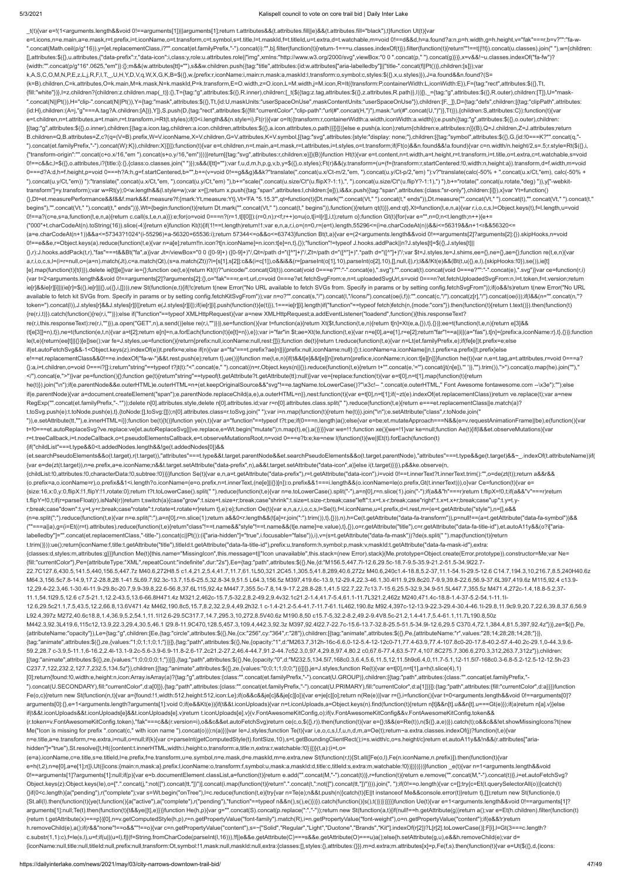```
_t(t){var e=!(1<arguments.length&&void 0!==arguments[1])||arguments[1];return t.attributes&&(t.attributes.fill||e)&&(t.attributes.fill="black"),t}function Ut(t){var
e=t.icons,n=e.main,a=e.mask,r=t.prefix,i=t.iconName,o=t.transform,c=t.symbol,s=t.title,l=t.maskId,f=t.titleId,u=t.extra,d=t.watchable,m=void 0!==d&&d,h=a.found?a:n,p=h.width,g=h.height,v="fak"===r,b=v?"":"fa-w-
".concat(Math.ceil(p/g*16)),y=[et.replacementClass,i?"".concat(et.familyPrefix,"-").concat(i):"",b].filter(function(t){return-1===u.classes.indexOf(t)}).filter(function(t){return""!==t||!!t}).concat(u.classes).join(" "),w={children:
[],attributes:$($({},u.attributes),{},{"data-prefix":r,"data-icon":i,class:y,role:u.attributes.role||"img",xmlns:"http://www.w3.org/2000/svg",viewBox:"0 0 ".concat(p," ").concat(g)})},x=v&&!~u.classes.indexOf("fa-fw")?
{width:"".concat(p/g*16*.0625,"em")}:{};m&&(w.attributes[tt]=""),s&&w.children.push({tag:"title",attributes:{id:w.attributes["aria-labelledby"]||"title-".concat(f||Pt())},children:[s]});var
k,A,S,C,O,M,N,P,E,z,L,j,R,F,I,T,_,U,H,Y,D,V,q,W,X,G,K,B=$($({},w),{},{prefix:r,iconName:i,main:n,mask:a,maskId:l,transform:o,symbol:c,styles:$($({},x),u.styles)}),J=a.found&&n.found?(S=
(k=B).children,C=k.attributes,O=k.main,M=k.mask,N=k.maskId,P=k.transform,E=O.width,z=O.icon,L=M.width,j=M.icon,R=It({transform:P,containerWidth:L,iconWidth:E}),F={tag:"rect",attributes:$($({},Tt),
{},{fill:"white"})},I=z.children?{children:z.children.map(_t)}:{},T={tag:"g",attributes:$({},R.inner),children:[_t($({tag:z.tag,attributes:$($({},z.attributes),R.path)},I))]},_={tag:"g",attributes:$({},R.outer),children:[T]},U="mask-
".concat(N||Pt()),H="clip-".concat(N||Pt()),Y={tag:"mask",attributes:$($({},Tt),{},{id:U,maskUnits:"userSpaceOnUse",maskContentUnits:"userSpaceOnUse"}),children:[F,_]},D={tag:"defs",children:[{tag:"clipPath",attributes:
{id:H},children:(A=j,"g"===A.tag?A.children:[A])},Y]},S.push(D,{tag:"rect",attributes:$({fill:"currentColor","clip-path":"url(#".concat(H,")"),mask:"url(#".concat(U,")")},Tt)}),{children:S,attributes:C}):function(t){var
e=t.children,n=t.attributes,a=t.main,r=t.transform,i=Rt(t.styles);if(0<i.length&&(n.style=i),Ft(r)){var o=It({transform:r,containerWidth:a.width,iconWidth:a.width});e.push({tag:"g",attributes:$({},o.outer),children:
[{tag:"g",attributes:$({},o.inner),children:[{tag:a.icon.tag,children:a.icon.children,attributes:$($({},a.icon.attributes),o.path)}]}]})}else e.push(a.icon);return{children:e,attributes:n}}(B),Q=J.children,Z=J.attributes;return
B.children=Q,B.attributes=Z,c?(q=(V=B).prefix,W=V.iconName,X=V.children,G=V.attributes,K=V.symbol,[{tag:"svg",attributes:{style:"display: none;"},children:[{tag:"symbol",attributes:$($({},G),{},{id:!0===K?"".concat(q,"-
").concat(et.familyPrefix,"-").concat(W):K}),children:X}]}]):function(t){var e=t.children,n=t.main,a=t.mask,r=t.attributes,i=t.styles,o=t.transform;if(Ft(o)&&n.found&&!a.found){var c=n.width/n.height/2,s=.5;r.style=Rt($($({},i),
{"transform-origin":"".concat(c+o.x/16,"em ").concat(s+o.y/16,"em")}))}return[{tag:"svg",attributes:r,children:e}]}(B)}function Ht(t){var e=t.content,n=t.width,a=t.height,r=t.transform,i=t.title,o=t.extra,c=t.watchable,s=void
0!==c&&c,l=$($($({},o.attributes),i?{title:i}:{}),{},{class:o.classes.join(" ")});s&&(l[tt]="");var f,u,d,m,h,p,g,v,b,y=$({},o.styles);Ft(r)&&(y.transform=(u=(f={transform:r,startCentered:!0,width:n,height:a}).transform,d=f.width,m=void
0===d?A:d,h=f.height,p=void 0===h?A:h,g=f.startCentered,b="",b+=(v=void 0!==g&&g)&&k?"translate(".concat(u.x/Ct-m/2,"em, ").concat(u.y/Ct-p/2,"em) "):v?"translate(calc(-50% + ".concat(u.x/Ct,"em), calc(-50% +
").concat(u.y/Ct,"em)) "):"translate(".concat(u.x/Ct,"em, ").concat(u.y/Ct,"em) "),b+="scale(".concat(u.size/Ct*(u.flipX?-1:1),", ").concat(u.size/Ct*(u.flipY?-1:1),") "),b+="rotate(".concat(u.rotate,"deg) ")),y["-webkit-
transform"]=y.transform);var w=Rt(y);0<w.length&&(l.style=w);var x=[];return x.push({tag:"span",attributes:l,children:[e]}),i&&x.push({tag:"span",attributes:{class:"sr-only"},children:[i]}),x}var Yt=function()
{},Dt=et.measurePerformance&&f&&f.mark&&f.measure?f:{mark:Yt,measure:Yt},Vt='FA "5.15.3"',qt=function(t){Dt.mark("".concat(Vt," ").concat(t," ends")),Dt.measure("".concat(Vt," ").concat(t),"".concat(Vt," ").concat(t,"
begins"),"".concat(Vt," ").concat(t," ends"))},Wt={begin:function(t){return Dt.mark("".concat(Vt," ").concat(t," begins")),function(){return qt(t)}},end:qt},Xt=function(t,e,n,a){var r,i,o,c,s,l=Object.keys(t),f=l.length,u=void
0!==a?(c=e,s=a,function(t,e,n,a){return c.call(s,t,e,n,a)}):e;for(o=void 0===n?(r=1,t[l[0]]):(r=0,n);r<f;r++)o=u(o,t[i=l[r]],i,t);return o};function Gt(t){for(var e="",n=0;n<t.length;n++){e+=
("000"+t.charCodeAt(n).toString(16)).slice(-4)}return e}function Kt(t){if(1!==t.length)return!1;var e,n,a,r,i,o=(n=0,r=(e=t).length,55296<=(i=e.charCodeAt(n))&&i<=56319&&n+1<r&&56320<=
(a=e.charCodeAt(n+1))&&a<=57343?1024*(i-55296)+a-56320+65536:i);return 57344<=o&&o<=63743}function Bt(t,a){var e=(2<arguments.length&&void 0!==arguments[2]?arguments[2]:{}).skipHooks,n=void
0!==e&&e,r=Object.keys(a).reduce(function(t,e){var n=a[e];return!!n.icon?t[n.iconName]=n.icon:t[e]=n,t},{});"function"!=typeof J.hooks.addPack||n?J.styles[t]=$($({},J.styles[t]||
{}),r):J.hooks.addPack(t,r),"fas"===t&&Bt("fa",a)}var Jt=/viewBox="0 0 ([0-9]+) ([0-9]+)"/,Qt=/path d="([^"]+)"/,Zt=/path d="([^"]+)".*path d="([^"]+)"/;var $t=J.styles,te=J.shims,ee={},ne={},ae={};function re(t,e,n){var
a,r,i,o,c,s,l=(i=r=null,o=(a=n).match(Jt),c=a.match(Qt),(s=a.match(Zt))?i=[s[1],s[2]]:c&&(i=c[1]),o&&i&&(r=[parseInt(o[1],10),parseInt(o[2],10),[],null,i]),r);l&&!Kt(e)&&(Bt(t,u({},e,l),{skipHooks:!0}),se()),ie[t]
[e].map(function(t){t(l)}),delete ie[t][e]}var ie={};function oe(t,e){return Kt(t)?"unicode/".concat(Gt(t)).concat(void 0===e?"":"-".concat(e),".svg"):"".concat(t).concat(void 0===e?"":"-".concat(e),".svg")}var ce=function(r,i)
{var t=2<arguments.length&&void 0!==arguments[2]?arguments[2]:{},o="fak"===r,e=t.url,c=void 0===e?et.fetchSvgFrom:e,n=t.uploadedSvgUrl,s=void 0===n?et.fetchUploadedSvgFrom:n,l=t.token,f=t.version;return
ie[r]&&ie[r][i]||(ie[r]=$($({},ie[r]||{}),u({},i,[]))),new St(function(e,t){if(!c)return t(new Error("No URL available to fetch SVGs from. Specify in params or by setting config.fetchSvgFrom"));if(o&&!s)return t(new Error("No URL
available to fetch kit SVGs from. Specify in params or by setting config.fetchKitSvgFrom"));var n=o?"".concat(s,"/").concat(l,"/icons/").concat(oe(i,f)):"".concat(c,"/").concat(z[r],"/").concat(oe(i));if(l&&(n="".concat(n,"?
token=").concat(l)),J.styles[r]&&J.styles[r][i])return e(J.styles[r][i]);if(ie[r][i].push(function(t){e(t)}),1===ie[r][i].length)if("function"==typeof fetch)fetch(n,{mode:"cors"}).then(function(t){return t.text()}).then(function(t)
{re(r,i,t)}).catch(function(){re(r,i,"")});else if("function"==typeof XMLHttpRequest){var a=new XMLHttpRequest;a.addEventListener("loadend",function(){this.responseText?
re(r,i,this.responseText):re(r,i,"")}),a.open("GET",n),a.send()}else re(r,i,"")})},se=function(){var t=function(a){return Xt($t,function(t,e,n){return t[n]=Xt(e,a,{}),t},{})};ee=t(function(t,e,n){return e[3]&&
(t[e[3]]=n),t}),ne=t(function(e,t,n){var a=t[2];return e[n]=n,a.forEach(function(t){e[t]=n}),e});var i="far"in $t;ae=Xt(te,function(t,e){var n=e[0],a=e[1],r=e[2];return"far"!==a||i||(a="fas"),t[n]={prefix:a,iconName:r},t},{})};function
le(t,e){return(ee[t]||{})[e]}se();var fe=J.styles,ue=function(){return{prefix:null,iconName:null,rest:[]}};function de(t){return t.reduce(function(t,e){var n=Lt(et.familyPrefix,e);if(fe[e])t.prefix=e;else
if(et.autoFetchSvg&&-1<Object.keys(z).indexOf(e))t.prefix=e;else if(n){var a="fa"===t.prefix?ae[n]||{prefix:null,iconName:null}:{};t.iconName=a.iconName||n,t.prefix=a.prefix||t.prefix}else
e!==et.replacementClass&&0!==e.indexOf("fa-w-")&&t.rest.push(e);return t},ue())}function me(t,e,n){if(t&&t[e]&&t[e][n])return{prefix:e,iconName:n,icon:t[e][n]}}function he(t){var n,e=t.tag,a=t.attributes,r=void 0===a?
{}:a,i=t.children,o=void 0===i?[]:i;return"string"==typeof t?jt(t):"<".concat(e," ").concat((n=r,Object.keys(n||{}).reduce(function(t,e){return t+"".concat(e,'="').concat(jt(n[e]),'" ')},"").trim()),">").concat(o.map(he).join(""),"
</").concat(e,">")}var pe=function(){};function ge(t){return"string"==typeof(t.getAttribute?t.getAttribute(tt):null)}var ve={replace:function(t){var e=t[0],n=t[1].map(function(t){return
he(t)}).join("\n");if(e.parentNode&&e.outerHTML)e.outerHTML=n+(et.keepOriginalSource&&"svg"!==e.tagName.toLowerCase()?"\x3c!-- ".concat(e.outerHTML," Font Awesome fontawesome.com --\x3e"):"");else
if(e.parentNode){var a=document.createElement("span");e.parentNode.replaceChild(a,e),a.outerHTML=n}},nest:function(t){var e=t[0],n=t[1];if(~zt(e).indexOf(et.replacementClass))return ve.replace(t);var a=new
RegExp("".concat(et.familyPrefix,"-.*"));delete n[0].attributes.style,delete n[0].attributes.id;var r=n[0].attributes.class.split(" ").reduce(function(t,e){return e===et.replacementClass||e.match(a)?
t.toSvg.push(e):t.toNode.push(e),t},{toNode:[],toSvg:[]});n[0].attributes.class=r.toSvg.join(" ");var i=n.map(function(t){return he(t)}).join("\n");e.setAttribute("class",r.toNode.join("
")),e.setAttribute(tt,""),e.innerHTML=i}};function be(t){t()}function ye(n,t){var a="function"==typeof t?t:pe;if(0===n.length)a();else{var e=be;et.mutateApproach===N&&(e=v.requestAnimationFrame||be),e(function(){var
t=!0===et.autoReplaceSvg?ve.replace:ve[et.autoReplaceSvg]||ve.replace,e=Wt.begin("mutate");n.map(t),e(),a()})}}var we=!1;function xe(){we=!1}var ke=null;function Ae(t){if(l&&et.observeMutations){var
r=t.treeCallback,i=t.nodeCallback,o=t.pseudoElementsCallback,e=t.observeMutationsRoot,n=void 0===e?b:e;ke=new l(function(t){we||Et(t).forEach(function(t)
{if("childList"===t.type&&0<t.addedNodes.length&&!ge(t.addedNodes[0])&&
(et.searchPseudoElements&&o(t.target),r(t.target)),"attributes"===t.type&&t.target.parentNode&&et.searchPseudoElements&&o(t.target.parentNode),"attributes"===t.type&&ge(t.target)&&~_.indexOf(t.attributeName))if(
{var e=de(zt(t.target)),n=e.prefix,a=e.iconName;n&&t.target.setAttribute("data-prefix",n),a&&t.target.setAttribute("data-icon",a)}else i(t.target)})}),p&&ke.observe(n,
{childList:!0,attributes:!0,characterData:!0,subtree:!0})}}function Se(t){var e,n,a=t.getAttribute("data-prefix"),r=t.getAttribute("data-icon"),i=void 0!==t.innerText?t.innerText.trim():"",o=de(zt(t));return a&&r&&
(o.prefix=a,o.iconName=r),o.prefix&&1<i.length?o.iconName=(e=o.prefix,n=t.innerText,(ne[e]||{})[n]):o.prefix&&1===i.length&&(o.iconName=le(o.prefix,Gt(t.innerText))),o}var Ce=function(t){var e=
{size:16,x:0,y:0,flipX:!1,flipY:!1,rotate:0};return t?t.toLowerCase().split(" ").reduce(function(t,e){var n=e.toLowerCase().split("-"),a=n[0],r=n.slice(1).join("-");if(a&&"h"===r)return t.flipX=!0,t;if(a&&"v"===r)return
t.flipY=!0,t;if(r=parseFloat(r),isNaN(r))return t;switch(a){case"grow":t.size=t.size+r;break;case"shrink":t.size=t.size-r;break;case"left":t.x=t.x-r;break;case"right":t.x=t.x+r;break;case"up":t.y=t.y-
r;break;case"down":t.y=t.y+r;break;case"rotate":t.rotate=t.rotate+r}return t},e):e};function Oe(t){var e,n,a,r,i,o,c,s,l=Se(t),f=l.iconName,u=l.prefix,d=l.rest,m=(e=t.getAttribute("style"),n=[],e&&
(n=e.split(";").reduce(function(t,e){var n=e.split(":"),a=n[0],r=n.slice(1);return a&&0<r.length&&(t[a]=r.join(":").trim()),t},{})),n),h=Ce(t.getAttribute("data-fa-transform")),p=null!==(a=t.getAttribute("data-fa-symbol"))&&
(""===a||a),g=(i=Et((r=t).attributes).reduce(function(t,e){return"class"!==t.name&&"style"!==t.name&&(t[e.name]=e.value),t},{}),o=r.getAttribute("title"),c=r.getAttribute("data-fa-title-id"),et.autoA11y&&(o?i["aria-
labelledby"]="".concat(et.replacementClass,"-title-").concat(c||Pt()):(i["aria-hidden"]="true",i.focusable="false")),i),v=(s=t.getAttribute("data-fa-mask"))?de(s.split(" ").map(function(t){return
t.trim()})):ue();return{iconName:f,title:t.getAttribute("title"),titleId:t.getAttribute("data-fa-title-id"),prefix:u,transform:h,symbol:p,mask:v,maskId:t.getAttribute("data-fa-mask-id"),extra:
{classes:d,styles:m,attributes:g}}}function Me(t){this.name="MissingIcon",this.message=t||"Icon unavailable",this.stack=(new Error).stack}(Me.prototype=Object.create(Error.prototype)).constructor=Me;var Ne=
{fill:"currentColor"},Pe={attributeType:"XML",repeatCount:"indefinite",dur:"2s"},Ee={tag:"path",attributes:$($({},Ne),{},{d:"M156.5,447.7l-12.6,29.5c-18.7-9.5-35.9-21.2-51.5-34.9l22.7-
22.7C127.6,430.5,141.5,440,156.5,447.7z M40.6,272H8.5 c1.4,21.2,5.4,41.7,11.7,61.1L50,321.2C45.1,305.5,41.8,289,40.6,272z M40.6,240c1.4-18.8,5.2-37,11.1-54.1l-29.5-12.6 C14.7,194.3,10,216.7,8.5,240H40.6z
M64.3,156.5c7.8-14.9,17.2-28.8,28.1-41.5L69.7,92.3c-13.7,15.6-25.5,32.8-34.9,51.5 L64.3,156.5z M397,419.6c-13.9,12-29.4,22.3-46.1,30.4l11.9,29.8c20.7-9.9,39.8-22.6,56.9-37.6L397,419.6z M115,92.4 c13.9-
12,29.4-22.3,46.1-30.4l-11.9-29.8c-20.7,9.9-39.8,22.6-56.8,37.6L115,92.4z M447.7,355.5c-7.8,14.9-17.2,28.8-28.1,41.5 l22.7,22.7c13.7-15.6,25.5-32.9,34.9-51.5L447.7,355.5z M471.4,272c-1.4,18.8-5.2,37-
11.1,54.1l29.5,12.6 c7.5-21.1,12.2-43.5,13.6-66.8H471.4z M321.2,462c-15.7,5-32.2,8.2-49.2,9.4v32.1c21.2-1.4,41.7-5.4,61.1-11.7L321.2,462z M240,471.4c-18.8-1.4-37-5.2-54.1-11.1l-
12.6,29.5c21.1,7.5,43.5,12.2,66.8,13.6V471.4z M462,190.8c5,15.7,8.2,32.2,9.4,49.2h32.1 c-1.4-21.2-5.4-41.7-11.7-61.1L462,190.8z M92.4,397c-12-13.9-22.3-29.4-30.4-46.1l-29.8,11.9c9.9,20.7,22.6,39.8,37.6,56.9
L92.4,397z M272,40.6c18.8,1.4,36.9,5.2,54.1,11.1l12.6-29.5C317.7,14.7,295.3,10,272,8.5V40.6z M190.8,50 c15.7-5,32.2-8.2,49.2-9.4V8.5c-21.2,1.4-41.7,5.4-61.1,11.7L190.8,50z
M442.3,92.3L419.6,115c12,13.9,22.3,29.4,30.5,46.1 l29.8-11.9C470,128.5,457.3,109.4,442.3,92.3z M397,92.4l22.7-22.7c-15.6-13.7-32.8-25.5-51.5-34.9l-12.6,29.5 C370.4,72.1,384.4,81.5,397,92.4z"})},ze=$($({},Pe),
{attributeName:"opacity"}),Le={tag:"g",children:[Ee,{tag:"circle",attributes:$($({},Ne),{},{cx:"256",cy:"364",r:"28"}),children:[{tag:"animate",attributes:$($({},Pe),{},{attributeName:"r",values:"28;14;28;28;14;28;"})},
{tag:"animate",attributes:$($({},ze),{},{values:"1;0;1;1;0;1;"})}]},{tag:"path",attributes:$($({},Ne),{},{opacity:"1",d:"M263.7,312h-16c-6.6,0-12-5.4-12-12c0-71,77.4-63.9,77.4-107.8c0-20-17.8-40.2-57.4-40.2c-29.1,0-44.3,9.6-
59.2,28.7 c-3.9,5-11.1,6-16.2,2.4l-13.1-9.2c-5.6-3.9-6.9-11.8-2.6-17.2c21.2-27.2,46.4-44.7,91.2-44.7c52.3,0,97.4,29.8,97.4,80.2 c0,67.6-77.4,63.5-77.4,107.8C275.7,306.6,270.3,312,263.7,312z"}),children:
[{tag:"animate",attributes:$($({},ze),{},{values:"1;0;0;0;0;1;"})}]},{tag:"path",attributes:$($({},Ne),{},{opacity:"0",d:"M232.5,134.5l7,168c0.3,6.4,5.6,11.5,12,11.5h9c6.4,0,11.7-5.1,12-11.5l7-168c0.3-6.8-5.2-12.5-12-12.5h-23
C237.7,122,232.2,127.7,232.5,134.5z"}),children:[{tag:"animate",attributes:$($({},ze),{},{values:"0;0;1;1;0;0;"})}]}]},je=J.styles;function Re(t){var e=t[0],n=t[1],a=h(t.slice(4),1)
[0];return{found:!0,width:e,height:n,icon:Array.isArray(a)?{tag:"g",attributes:{class:"".concat(et.familyPrefix,"-").concat(U.GROUP)},children:[{tag:"path",attributes:{class:"".concat(et.familyPrefix,"-
").concat(U.SECONDARY),fill:"currentColor",d:a[0]}},{tag:"path",attributes:{class:"".concat(et.familyPrefix,"-").concat(U.PRIMARY),fill:"currentColor",d:a[1]}}]}:{tag:"path",attributes:{fill:"currentColor",d:a}}}}function
Fe(o,c){return new St(function(n,t){var a={found:!1,width:512,height:512,icon:Le};if(o&&c&&je[c]&&je[c][o]){var e=je[c][o];return n(Re(e))}var r={},i=function(){var t=0<arguments.length&&void 0!==arguments[0]?
arguments[0]:{},e=1<arguments.length?arguments[1]:void 0;if(e&&Kt(e)){if(t&&t.iconUploads){var n=t.iconUploads,a=Object.keys(n).find(function(t){return n[t]&&n[t].u&&n[t].u===Gt(e)});if(a)return n[a].v}}else
if(t&&t.iconUploads&&t.iconUploads[e]&&t.iconUploads[e].v)return t.iconUploads[e].v}(v.FontAwesomeKitConfig,o);if(v.FontAwesomeKitConfig&&v.FontAwesomeKitConfig.token&&
(r.token=v.FontAwesomeKitConfig.token),"fak"===c&&(r.version=i),o&&c&&et.autoFetchSvg)return ce(c,o,$({},r)).then(function(t){var e={};t&&(e=Re(t)),n($({},a,e))}).catch(t);o&&c&&!et.showMissingIcons?t(new
Me("Icon is missing for prefix ".concat(c," with icon name ").concat(o))):n(a)})}var Ie=J.styles;function Te(t){var i,e,o,c,s,l,f,u,n,d,m,a=Se(t);return~a.extra.classes.indexOf(j)?function(t,e){var
n=e.title,a=e.transform,r=e.extra,i=null,o=null;if(k){var c=parseInt(getComputedStyle(t).fontSize,10),s=t.getBoundingClientRect();i=s.width/c,o=s.height/c}return et.autoA11y&&!n&&(r.attributes["aria-
hidden"]="true"),St.resolve([t,Ht({content:t.innerHTML,width:i,height:o,transform:a,title:n,extra:r,watchable:!0})])}(t,a):(i=t,o=
(e=a).iconName,c=e.title,s=e.titleId,l=e.prefix,f=e.transform,u=e.symbol,n=e.mask,d=e.maskId,m=e.extra,new St(function(r,t){St.all([Fe(o,l),Fe(n.iconName,n.prefix)]).then(function(t){var
e=h(t,2),n=e[0],a=e[1];r([i,Ut({icons:{main:n,mask:a},prefix:l,iconName:o,transform:f,symbol:u,mask:a,maskId:d,title:c,titleId:s,extra:m,watchable:!0})])}))}))}function _e(t){var n=1<arguments.length&&void
0!==arguments[1]?arguments[1]:null;if(p){var e=b.documentElement.classList,a=function(t){return e.add("".concat(M,"-").concat(t))},r=function(t){return e.remove("".concat(M,"-").concat(t))},i=et.autoFetchSvg?
Object.keys(z):Object.keys(Ie),o=[".".concat(j,":not([").concat(tt,"])")].concat(i.map(function(t){return".".concat(t,":not([").concat(tt,"])")})).join(", ");if(0!==o.length){var c=[];try{c=Et(t.querySelectorAll(o))}catch(t)
{}if(0<c.length){a("pending"),r("complete");var s=Wt.begin("onTree"),l=c.reduce(function(t,e){try{var n=Te(e);n&&t.push(n)}catch(t){E||t instanceof Me&&console.error(t)}return t},[]);return new St(function(e,t)
{St.all(l).then(function(t){ye(t,function(){a("active"),a("complete"),r("pending"),"function"==typeof n&&n(),s(),e()})}).catch(function(){s(),t()})})}}}}function Ue(t){var e=1<arguments.length&&void 0!==arguments[1]?
arguments[1]:null;Te(t).then(function(t){t&&ye([t],e)})}function He(h,p){var g="".concat(S).concat(p.replace(":","-"));return new St(function(a,t){if(null!==h.getAttribute(g))return a();var e=Et(h.children).filter(function(t)
{return t.getAttribute(x)===p})[0],n=v.getComputedStyle(h,p),r=n.getPropertyValue("font-family").match(R),i=n.getPropertyValue("font-weight"),o=n.getPropertyValue("content");if(e&&!r)return
h.removeChild(e),a();if(r&&"none"!==o&&""!==o){var c=n.getPropertyValue("content"),s=~["Solid","Regular","Light","Duotone","Brands","Kit"].indexOf(r[2])?L[r[2].toLowerCase()]:F[i],l=Gt(3===c.length?
c.substr(1,1):c),f=le(s,l),u=f;if(u||(u=l),f||(f=String.fromCharCode(parseInt(l,16))),!f||e&&e.getAttribute(C)===s&&e.getAttribute(O)===u)a();else{h.setAttribute(g,u),e&&h.removeChild(e);var d=
{iconName:null,title:null,titleId:null,prefix:null,transform:Ot,symbol:!1,mask:null,maskId:null,extra:{classes:[],styles:{},attributes:{}}},m=d.extra;m.attributes[x]=p,Fe(f,s).then(function(t){var e=Ut($($({},d),{},{icons:
```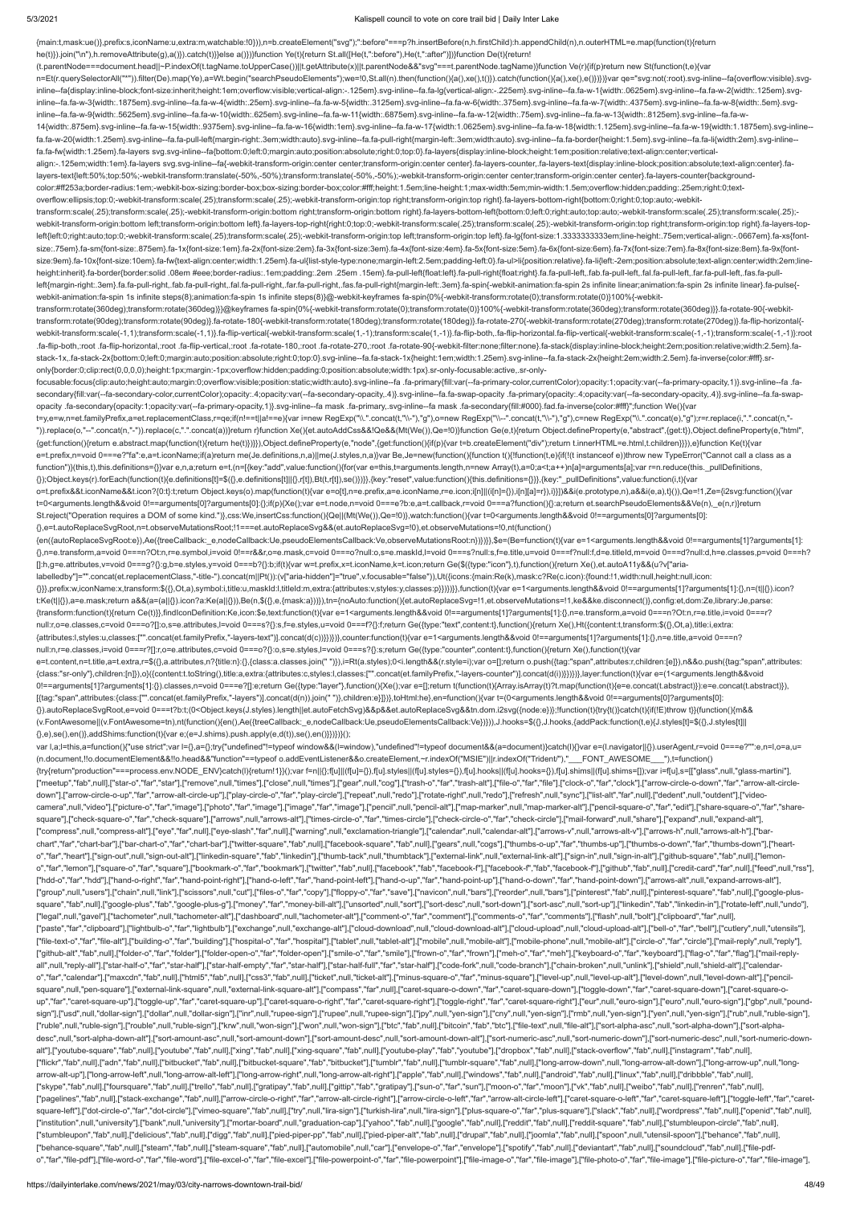```
{main:t,mask:ue()},prefix:s,iconName:u,extra:m,watchable:!0}}),n=b.createElement("svg");":before"===p?h.insertBefore(n,h.firstChild):h.appendChild(n),n.outerHTML=e.map(function(t){return he(t)}).join("\n"),h.removeAttribute(g),a()}).catch(t)}else a()})}function Ye(t){return St.all([He(t,":before"),He(t,":after")])}function De(t){return!(t.parentNode===document.head||~P.indexOf(t.tagName.toUpperCase())||t.getAttribute(x)||t.parentNode&&"svg"===t.parentNode.tagName)}function Ve(r){if(p)return new St(function(t,e){var n=Et(r.querySelectorAll("*")).filter(De).map(Ye),a=Wt.begin("searchPseudoElements");we=!0,St.all(n).then(function(){a(),xe(),t()}).catch(function(){a(),xe(),e()})})}var qe="svg:not(:root).svg-inline--fa{overflow:visible}.svg-inline--fa{display:inline-block;font-size:inherit;height:1em;overflow:visible;vertical-align:-.125em}.svg-inline--fa.fa-lg{vertical-align:-.225em}.svg-inline--fa.fa-w-1{width:.0625em}.svg-inline--fa.fa-w-2{width:.125em}.svg-inline--fa.fa-w-3{width:.1875em}.svg-inline--fa.fa-w-4{width:.25em}.svg-inline--fa.fa-w-5{width:.3125em}.svg-inline--fa.fa-w-6{width:.375em}.svg-inline--fa.fa-w-7{width:.4375em}.svg-inline--fa.fa-w-8{width:.5em}.svg-inline--fa.fa-w-9{width:.5625em}.svg-inline--fa.fa-w-10{width:.625em}.svg-inline--fa.fa-w-11{width:.6875em}.svg-inline--fa.fa-w-12{width:.75em}.svg-inline--fa.fa-w-13{width:.8125em}.svg-inline--fa.fa-w-14{width:.875em}.svg-inline--fa.fa-w-15{width:.9375em}.svg-inline--fa.fa-w-16{width:1em}.svg-inline--fa.fa-w-17{width:1.0625em}.svg-inline--fa.fa-w-18{width:1.125em}.svg-inline--fa.fa-w-19{width:1.1875em}.svg-inline--fa.fa-w-20{width:1.25em}.svg-inline--fa.fa-pull-left{margin-right:.3em;width:auto}.svg-inline--fa.fa-pull-right{margin-left:.3em;width:auto}.svg-inline--fa.fa-border{height:1.5em}.svg-inline--fa.fa-li{width:2em}.svg-inline--fa.fa-fw{width:1.25em}.fa-layers svg.svg-inline--fa{bottom:0;left:0;margin:auto;position:absolute;right:0;top:0}.fa-layers{display:inline-block;height:1em;position:relative;text-align:center;vertical-align:-.125em;width:1em}.fa-layers svg.svg-inline--fa{-webkit-transform-origin:center center;transform-origin:center center}.fa-layers-counter,.fa-layers-text{display:inline-block;position:absolute;text-align:center}.fa-layers-text{left:50%;top:50%;-webkit-transform:translate(-50%,-50%);transform:translate(-50%,-50%);-webkit-transform-origin:center center;transform-origin:center center}.fa-layers-counter{background-color:#ff253a;border-radius:1em;-webkit-box-sizing:border-box;box-sizing:border-box;color:#fff;height:1.5em;line-height:1;max-width:5em;min-width:1.5em;overflow:hidden;padding:.25em;right:0;text-overflow:ellipsis;top:0;-webkit-transform:scale(.25);transform:scale(.25);-webkit-transform-origin:top right;transform-origin:top right}.fa-layers-bottom-right{bottom:0;right:0;top:auto;-webkit-transform:scale(.25);transform:scale(.25);-webkit-transform-origin:bottom right;transform-origin:bottom right}.fa-layers-bottom-left{bottom:0;left:0;right:auto;top:auto;-webkit-transform:scale(.25);transform:scale(.25);-webkit-transform-origin:bottom left;transform-origin:bottom left}.fa-layers-top-right{right:0;top:0;-webkit-transform:scale(.25);transform:scale(.25);-webkit-transform-origin:top right;transform-origin:top right}.fa-layers-top-left{left:0;right:auto;top:0;-webkit-transform:scale(.25);transform:scale(.25);-webkit-transform-origin:top left;transform-origin:top left}.fa-lg{font-size:1.3333333333em;line-height:.75em;vertical-align:-.0667em}.fa-xs{font-size:.75em}.fa-sm{font-size:.875em}.fa-1x{font-size:1em}.fa-2x{font-size:2em}.fa-3x{font-size:3em}.fa-4x{font-size:4em}.fa-5x{font-size:5em}.fa-6x{font-size:6em}.fa-7x{font-size:7em}.fa-8x{font-size:8em}.fa-9x{font-size:9em}.fa-10x{font-size:10em}.fa-fw{text-align:center;width:1.25em}.fa-ul{list-style-type:none;margin-left:2.5em;padding-left:0}.fa-ul>li{position:relative}.fa-li{left:-2em;position:absolute;text-align:center;width:2em;line-height:inherit}.fa-border{border:solid .08em #eee;border-radius:.1em;padding:.2em .25em .15em}.fa-pull-left{float:left}.fa-pull-right{float:right}.fa.fa-pull-left,.fab.fa-pull-left,.fal.fa-pull-left,.far.fa-pull-left,.fas.fa-pull-left{margin-right:.3em}.fa.fa-pull-right,.fab.fa-pull-right,.fal.fa-pull-right,.far.fa-pull-right,.fas.fa-pull-right{margin-left:.3em}.fa-spin{-webkit-animation:fa-spin 2s infinite linear;animation:fa-spin 2s infinite linear}.fa-pulse{-webkit-animation:fa-spin 1s infinite steps(8);animation:fa-spin 1s infinite steps(8)}@-webkit-keyframes fa-spin{0%{-webkit-transform:rotate(0);transform:rotate(0)}100%{-webkit-transform:rotate(360deg);transform:rotate(360deg)}}@keyframes fa-spin{0%{-webkit-transform:rotate(0);transform:rotate(0)}100%{-webkit-transform:rotate(360deg);transform:rotate(360deg)}}.fa-rotate-90{-webkit-transform:rotate(90deg);transform:rotate(90deg)}.fa-rotate-180{-webkit-transform:rotate(180deg);transform:rotate(180deg)}.fa-rotate-270{-webkit-transform:rotate(270deg);transform:rotate(270deg)}.fa-flip-horizontal{-webkit-transform:scale(-1,1);transform:scale(-1,1)}.fa-flip-vertical{-webkit-transform:scale(1,-1);transform:scale(1,-1)}.fa-flip-both,.fa-flip-horizontal.fa-flip-vertical{-webkit-transform:scale(-1,-1);transform:scale(-1,-1)}:root .fa-flip-both,:root .fa-flip-horizontal,:root .fa-flip-vertical,:root .fa-rotate-180,:root .fa-rotate-270,:root .fa-rotate-90{-webkit-filter:none;filter:none}.fa-stack{display:inline-block;height:2em;position:relative;width:2.5em}.fa-stack-1x,.fa-stack-2x{bottom:0;left:0;margin:auto;position:absolute;right:0;top:0}.svg-inline--fa.fa-stack-1x{height:1em;width:1.25em}.svg-inline--fa.fa-stack-2x{height:2em;width:2.5em}.fa-inverse{color:#fff}.sr-only{border:0;clip:rect(0,0,0,0);height:1px;margin:-1px;overflow:hidden;padding:0;position:absolute;width:1px}.sr-only-focusable:active,.sr-only-focusable:focus{clip:auto;height:auto;margin:0;overflow:visible;position:static;width:auto}.svg-inline--fa .fa-primary{fill:var(--fa-primary-color,currentColor);opacity:1;opacity:var(--fa-primary-opacity,1)}.svg-inline--fa .fa-secondary{fill:var(--fa-secondary-color,currentColor);opacity:.4;opacity:var(--fa-secondary-opacity,.4)}.svg-inline--fa.fa-swap-opacity .fa-primary{opacity:.4;opacity:var(--fa-secondary-opacity,.4)}.svg-inline--fa.fa-swap-opacity .fa-secondary{opacity:1;opacity:var(--fa-primary-opacity,1)}.svg-inline--fa mask .fa-primary,.svg-inline--fa mask .fa-secondary{fill:#000}.fad.fa-inverse{color:#fff}";function We(){var t=y,e=w,n=et.familyPrefix,a=et.replacementClass,r=qe;if(n!==t||a!==e){var i=new RegExp("\\.".concat(t,"\\-"),"g"),o=new RegExp("\\--".concat(t,"\\-"),"g"),c=new RegExp("\\.".concat(e),"g");r=r.replace(i,".".concat(n,"-")).replace(o,"--".concat(n,"-")).replace(c,".".concat(a))}return r}function Xe(){et.autoAddCss&&!Qe&&(Mt(We()),Qe=!0)}function Ge(e,t){return Object.defineProperty(e,"abstract",{get:t}),Object.defineProperty(e,"html",{get:function(){return e.abstract.map(function(t){return he(t)})}}),Object.defineProperty(e,"node",{get:function(){if(p){var t=b.createElement("div");return t.innerHTML=e.html,t.children}}}),e}function Ke(t){var e=t.prefix,n=void 0===e?"fa":e,a=t.iconName;if(a)return me(Je.definitions,n,a)||me(J.styles,n,a)}var Be,Je=new(function(){function t(){!function(t,e){if(!(t instanceof e))throw new TypeError("Cannot call a class as a function")}(this,t),this.definitions={}}var e,n,a;return e=t,(n=[{key:"add",value:function(){for(var e=this,t=arguments.length,n=new Array(t),a=0;a<t;a++)n[a]=arguments[a];var r=n.reduce(this._pullDefinitions,{});Object.keys(r).forEach(function(t){e.definitions[t]=$({},e.definitions[t]||{},r[t]),Bt(t,r[t]),se()})}},{key:"reset",value:function(){this.definitions={}}},{key:"_pullDefinitions",value:function(i,t){var o=t.prefix&&t.iconName&&t.icon?{0:t}:t;return Object.keys(o).map(function(t){var e=o[t],n=e.prefix,a=e.iconName,r=e.icon;i[n]||(i[n]={}),i[n][a]=r}),i}}])&&ii(e.prototype,n),a&&ii(e,a),t}()),Qe=!1,Ze={i2svg:function(){var t=0<arguments.length&&void 0!==arguments[0]?arguments[0]:{};if(p){Xe();var e=t.node,n=void 0===e?b:e,a=t.callback,r=void 0===a?function(){}:a;return et.searchPseudoElements&&Ve(n),_e(n,r)}return St.reject("Operation requires a DOM of some kind.")},css:We,insertCss:function(){Qe||(Mt(We()),Qe=!0)},watch:function(){var t=0<arguments.length&&void 0!==arguments[0]?arguments[0]:{},e=t.autoReplaceSvgRoot,n=t.observeMutationsRoot;!1===et.autoReplaceSvg&&(et.autoReplaceSvg=!0),et.observeMutations=!0,nt(function(){en({autoReplaceSvgRoot:e}),Ae({treeCallback:_e,nodeCallback:Ue,pseudoElementsCallback:Ve,observeMutationsRoot:n})})}},$e=(Be=function(t){var e=1<arguments.length&&void 0!==arguments[1]?arguments[1]:{},n=e.transform,a=void 0===n?Ot:n,r=e.symbol,i=void 0!==r&&r,o=e.mask,c=void 0===o?null:o,s=e.maskId,l=void 0===s?null:s,f=e.title,u=void 0===f?null:f,d=e.titleId,m=void 0===d?null:d,h=e.classes,p=void 0===h?[]:h,g=e.attributes,v=void 0===g?{}:g,b=e.styles,y=void 0===b?{}:b;if(t){var w=t.prefix,x=t.iconName,k=t.icon;return Ge($({type:"icon"},t),function(){return Xe(),et.autoA11y&&(u?v["aria-labelledby"]="".concat(et.replacementClass,"-title-").concat(m||Pt()):(v["aria-hidden"]="true",v.focusable="false")),Ut({icons:{main:Re(k),mask:c?Re(c.icon):{found:!1,width:null,height:null,icon:{}}},prefix:w,iconName:x,transform:$({},Ot,a),symbol:i,title:u,maskId:l,titleId:m,extra:{attributes:v,styles:y,classes:p}})})}},function(t){var e=1<arguments.length&&void 0!==arguments[1]?arguments[1]:{},n=(t||{}).icon?t:Ke(t||{}),a=e.mask;return a&&(a=(a||{}).icon?a:Ke(a||{})),Be(n,$({},e,{mask:a}))}),tn={noAuto:function(){et.autoReplaceSvg=!1,et.observeMutations=!1,ke&&ke.disconnect()},config:et,dom:Ze,library:Je,parse:{transform:function(t){return Ce(t)}},findIconDefinition:Ke,icon:$e,text:function(t){var e=1<arguments.length&&void 0!==arguments[1]?arguments[1]:{},n=e.transform,a=void 0===n?Ot:n,r=e.title,i=void 0===r?null:r,o=e.classes,c=void 0===o?[]:o,s=e.attributes,l=void 0===s?{}:s,f=e.styles,u=void 0===f?{}:f;return Ge({type:"text",content:t},function(){return Xe(),Ht({content:t,transform:$({},Ot,a),title:i,extra:{attributes:l,styles:u,classes:["".concat(et.familyPrefix,"-layers-text")].concat(d(c))}})})},counter:function(t){var e=1<arguments.length&&void 0!==arguments[1]?arguments[1]:{},n=e.title,a=void 0===n?null:n,r=e.classes,i=void 0===r?[]:r,o=e.attributes,c=void 0===o?{}:o,s=e.styles,l=void 0===s?{}:s;return Ge({type:"counter",content:t},function(){return Xe(),function(t){var e=t.content,n=t.title,a=t.extra,r=$({},a.attributes,n?{title:n}:{},{class:a.classes.join(" ")}),i=Rt(a.styles);0<i.length&&(r.style=i);var o=[];return o.push({tag:"span",attributes:r,children:[e]}),n&&o.push({tag:"span",attributes:{class:"sr-only"},children:[n]}),o}({content:t.toString(),title:a,extra:{attributes:c,styles:l,classes:["".concat(et.familyPrefix,"-layers-counter")].concat(d(i))}})})},layer:function(t){var e=(1<arguments.length&&void 0!==arguments[1]?arguments[1]:{}).classes,n=void 0===e?[]:e;return Ge({type:"layer"},function(){Xe();var e=[];return t(function(t){Array.isArray(t)?t.map(function(t){e=e.concat(t.abstract)}):e=e.concat(t.abstract)}),[{tag:"span",attributes:{class:["".concat(et.familyPrefix,"-layers")].concat(d(n)).join(" ")},children:e}]})},toHtml:he},en=function(){var t=(0<arguments.length&&void 0!==arguments[0]?arguments[0]:{}).autoReplaceSvgRoot,e=void 0===t?b:t;(0<Object.keys(J.styles).length||et.autoFetchSvg)&&p&&et.autoReplaceSvg&&tn.dom.i2svg({node:e})};!function(t){try{t()}catch(t){if(!E)throw t}}(function(){m&&(v.FontAwesome||(v.FontAwesome=tn),nt(function(){en(),Ae({treeCallback:_e,nodeCallback:Ue,pseudoElementsCallback:Ve})})),J.hooks=$({},J.hooks,{addPack:function(t,e){J.styles[t]=$({},J.styles[t]||{},e),se(),en()},addShims:function(t){var e;(e=J.shims).push.apply(e,d(t)),se(),en()}})})}();
var l,a;l=this,a=function(){"use strict";var l={},a={};try{"undefined"!=typeof window&&(l=window),"undefined"!=typeof document&&(a=document)}catch(l){}var e=(l.navigator||{}).userAgent,r=void 0===e?"":e,n=l,o=a,u=(n.document,!!o.documentElement&&!!o.head&&"function"==typeof o.addEventListener&&o.createElement,~r.indexOf("MSIE")||r.indexOf("Trident/"),"___FONT_AWESOME___"),t=function(){try{return"production"===process.env.NODE_ENV}catch(l){return!1}}();var f=n||{};f[u]||(f[u]={}),f[u].styles||(f[u].styles={}),f[u].hooks||(f[u].hooks={}),f[u].shims||(f[u].shims=[]);var i=f[u],s=[["glass",null,"glass-martini"],["meetup","fab",null],["star-o","far","star"],["remove",null,"times"],["close",null,"times"],["gear",null,"cog"],["trash-o","far","trash-alt"],["file-o","far","file"],["clock-o","far","clock"],["arrow-circle-o-down","far","arrow-alt-circle-down"],["arrow-circle-o-up","far","arrow-alt-circle-up"],["play-circle-o","far","play-circle"],["repeat",null,"redo"],["rotate-right",null,"redo"],["refresh",null,"sync"],["list-alt","far",null],["dedent",null,"outdent"],["video-camera",null,"video"],["picture-o","far","image"],["photo","far","image"],["image","far","image"],["pencil",null,"pencil-alt"],["map-marker",null,"map-marker-alt"],["pencil-square-o","far","edit"],["share-square-o","far","share-square"],["check-square-o","far","check-square"],["arrows",null,"arrows-alt"],["times-circle-o","far","times-circle"],["check-circle-o","far","check-circle"],["mail-forward",null,"share"],["expand",null,"expand-alt"],["compress",null,"compress-alt"],["eye","far",null],["eye-slash","far",null],["warning",null,"exclamation-triangle"],["calendar",null,"calendar-alt"],["arrows-v",null,"arrows-alt-v"],["arrows-h",null,"arrows-alt-h"],["bar-chart","far","chart-bar"],["bar-chart-o","far","chart-bar"],["twitter-square","fab",null],["facebook-square","fab",null],["gears",null,"cogs"],["thumbs-o-up","far","thumbs-up"],["thumbs-o-down","far","thumbs-down"],["heart-o","far","heart"],["sign-out",null,"sign-out-alt"],["linkedin-square","fab","linkedin"],["thumb-tack",null,"thumbtack"],["external-link",null,"external-link-alt"],["sign-in",null,"sign-in-alt"],["github-square","fab",null],["lemon-o","far","lemon"],["square-o","far","square"],["bookmark-o","far","bookmark"],["twitter","fab",null],["facebook","fab","facebook-f"],["facebook-f","fab","facebook-f"],["github","fab",null],["credit-card","far",null],["feed",null,"rss"],["hdd-o","far","hdd"],["hand-o-right","far","hand-point-right"],["hand-o-left","far","hand-point-left"],["hand-o-up","far","hand-point-up"],["hand-o-down","far","hand-point-down"],["arrows-alt",null,"expand-arrows-alt"],["group",null,"users"],["chain",null,"link"],["scissors",null,"cut"],["files-o","far","copy"],["floppy-o","far","save"],["navicon",null,"bars"],["reorder",null,"bars"],["pinterest","fab",null],["pinterest-square","fab",null],["google-plus-square","fab",null],["google-plus","fab","google-plus-g"],["money","far","money-bill-alt"],["unsorted",null,"sort"],["sort-desc",null,"sort-down"],["sort-asc",null,"sort-up"],["linkedin","fab","linkedin-in"],["rotate-left",null,"undo"],["legal",null,"gavel"],["tachometer",null,"tachometer-alt"],["dashboard",null,"tachometer-alt"],["comment-o","far","comment"],["comments-o","far","comments"],["flash",null,"bolt"],["clipboard","far",null],["paste","far","clipboard"],["lightbulb-o","far","lightbulb"],["exchange",null,"exchange-alt"],["cloud-download",null,"cloud-download-alt"],["cloud-upload",null,"cloud-upload-alt"],["bell-o","far","bell"],["cutlery",null,"utensils"],["file-text-o","far","file-alt"],["building-o","far","building"],["hospital-o","far","hospital"],["tablet",null,"tablet-alt"],["mobile",null,"mobile-alt"],["mobile-phone",null,"mobile-alt"],["circle-o","far","circle"],["mail-reply",null,"reply"],["github-alt","fab",null],["folder-o","far","folder"],["folder-open-o","far","folder-open"],["smile-o","far","smile"],["frown-o","far","frown"],["meh-o","far","meh"],["keyboard-o","far","keyboard"],["flag-o","far","flag"],["mail-reply-all",null,"reply-all"],["star-half-o","far","star-half"],["star-half-empty","far","star-half"],["star-half-full","far","star-half"],["code-fork",null,"code-branch"],["chain-broken",null,"unlink"],["shield",null,"shield-alt"],["calendar-o","far","calendar"],["maxcdn","fab",null],["html5","fab",null],["css3","fab",null],["ticket",null,"ticket-alt"],["minus-square-o","far","minus-square"],["level-up",null,"level-up-alt"],["level-down",null,"level-down-alt"],["pencil-square",null,"pen-square"],["external-link-square",null,"external-link-square-alt"],["compass","far",null],["caret-square-o-down","far","caret-square-down"],["toggle-down","far","caret-square-down"],["caret-square-o-up","far","caret-square-up"],["toggle-up","far","caret-square-up"],["caret-square-o-right","far","caret-square-right"],["toggle-right","far","caret-square-right"],["eur",null,"euro-sign"],["euro",null,"euro-sign"],["gbp",null,"pound-sign"],["usd",null,"dollar-sign"],["dollar",null,"dollar-sign"],["inr",null,"rupee-sign"],["rupee",null,"rupee-sign"],["jpy",null,"yen-sign"],["cny",null,"yen-sign"],["rmb",null,"yen-sign"],["yen",null,"yen-sign"],["rub",null,"ruble-sign"],["ruble",null,"ruble-sign"],["rouble",null,"ruble-sign"],["krw",null,"won-sign"],["won",null,"won-sign"],["btc","fab",null],["bitcoin","fab","btc"],["file-text",null,"file-alt"],["sort-alpha-asc",null,"sort-alpha-down"],["sort-alpha-desc",null,"sort-alpha-down-alt"],["sort-amount-asc",null,"sort-amount-down"],["sort-amount-desc",null,"sort-amount-down-alt"],["sort-numeric-asc",null,"sort-numeric-down"],["sort-numeric-desc",null,"sort-numeric-down-alt"],["youtube-square","fab",null],["youtube","fab",null],["xing","fab",null],["xing-square","fab",null],["youtube-play","fab","youtube"],["dropbox","fab",null],["stack-overflow","fab",null],["instagram","fab",null],["flickr","fab",null],["adn","fab",null],["bitbucket","fab",null],["bitbucket-square","fab","bitbucket"],["tumblr","fab",null],["tumblr-square","fab",null],["long-arrow-down",null,"long-arrow-alt-down"],["long-arrow-up",null,"long-arrow-alt-up"],["long-arrow-left",null,"long-arrow-alt-left"],["long-arrow-right",null,"long-arrow-alt-right"],["apple","fab",null],["windows","fab",null],["android","fab",null],["linux","fab",null],["dribbble","fab",null],["skype","fab",null],["foursquare","fab",null],["trello","fab",null],["gratipay","fab",null],["gittip","fab","gratipay"],["sun-o","far","sun"],["moon-o","far","moon"],["vk","fab",null],["weibo","fab",null],["renren","fab",null],["pagelines","fab",null],["stack-exchange","fab",null],["arrow-circle-o-right","far","arrow-alt-circle-right"],["arrow-circle-o-left","far","arrow-alt-circle-left"],["caret-square-o-left","far","caret-square-left"],["toggle-left","far","caret-square-left"],["dot-circle-o","far","dot-circle"],["vimeo-square","fab",null],["try",null,"lira-sign"],["turkish-lira",null,"lira-sign"],["plus-square-o","far","plus-square"],["slack","fab",null],["wordpress","fab",null],["openid","fab",null],["institution",null,"university"],["bank",null,"university"],["mortar-board",null,"graduation-cap"],["yahoo","fab",null],["google","fab",null],["reddit","fab",null],["reddit-square","fab",null],["stumbleupon-circle","fab",null],["stumbleupon","fab",null],["delicious","fab",null],["digg","fab",null],["pied-piper-pp","fab",null],["pied-piper-alt","fab",null],["drupal","fab",null],["joomla","fab",null],["spoon",null,"utensil-spoon"],["behance","fab",null],["behance-square","fab",null],["steam","fab",null],["steam-square","fab",null],["automobile",null,"car"],["envelope-o","far","envelope"],["spotify","fab",null],["deviantart","fab",null],["soundcloud","fab",null],["file-pdf-o","far","file-pdf"],["file-word-o","far","file-word"],["file-excel-o","far","file-excel"],["file-powerpoint-o","far","file-powerpoint"],["file-image-o","far","file-image"],["file-photo-o","far","file-image"],["file-picture-o","far","file-image"],
```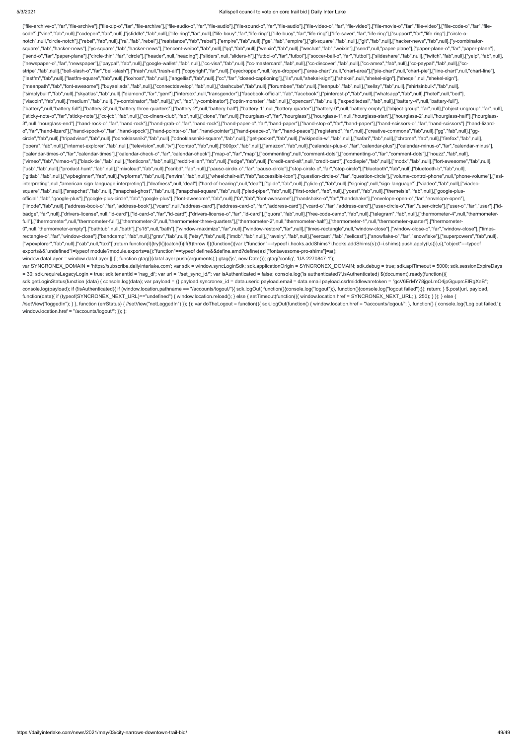```
["file-archive-o","far","file-archive"],["file-zip-o","far","file-archive"],["file-audio-o","far","file-audio"],["file-sound-o","far","file-audio"],["file-video-o","far","file-video"],["file-movie-o","far","file-video"],["file-code-o","far","file-code"],["vine","fab",null],["codepen","fab",null],["jsfiddle","fab",null],["life-ring","far",null],["life-bouy","far","life-ring"],["life-buoy","far","life-ring"],["life-saver","far","life-ring"],["support","far","life-ring"],["circle-o-notch",null,"circle-notch"],["rebel","fab",null],["ra","fab","rebel"],["resistance","fab","rebel"],["empire","fab",null],["ge","fab","empire"],["git-square","fab",null],["git","fab",null],["hacker-news","fab",null],["y-combinator-square","fab","hacker-news"],["yc-square","fab","hacker-news"],["tencent-weibo","fab",null],["qq","fab",null],["weixin","fab",null],["wechat","fab","weixin"],["send",null,"paper-plane"],["paper-plane-o","far","paper-plane"],["send-o","far","paper-plane"],["circle-thin","far","circle"],["header",null,"heading"],["sliders",null,"sliders-h"],["futbol-o","far","futbol"],["soccer-ball-o","far","futbol"],["slideshare","fab",null],["twitch","fab",null],["yelp","fab",null],["newspaper-o","far","newspaper"],["paypal","fab",null],["google-wallet","fab",null],["cc-visa","fab",null],["cc-mastercard","fab",null],["cc-discover","fab",null],["cc-amex","fab",null],["cc-paypal","fab",null],["cc-stripe","fab",null],["bell-slash-o","far","bell-slash"],["trash",null,"trash-alt"],["copyright","far",null],["eyedropper",null,"eye-dropper"],["area-chart",null,"chart-area"],["pie-chart",null,"chart-pie"],["line-chart",null,"chart-line"],["lastfm","fab",null],["lastfm-square","fab",null],["ioxhost","fab",null],["angellist","fab",null],["cc","far","closed-captioning"],["ils",null,"shekel-sign"],["shekel",null,"shekel-sign"],["sheqel",null,"shekel-sign"],["meanpath","fab","font-awesome"],["buysellads","fab",null],["connectdevelop","fab",null],["dashcube","fab",null],["forumbee","fab",null],["leanpub","fab",null],["sellsy","fab",null],["shirtsinbulk","fab",null],["simplybuilt","fab",null],["skyatlas","fab",null],["diamond","far","gem"],["intersex",null,"transgender"],["facebook-official","fab","facebook"],["pinterest-p","fab",null],["whatsapp","fab",null],["hotel",null,"bed"],["viacoin","fab",null],["medium","fab",null],["y-combinator","fab",null],["yc","fab","y-combinator"],["optin-monster","fab",null],["opencart","fab",null],["expeditedssl","fab",null],["battery-4",null,"battery-full"],["battery",null,"battery-full"],["battery-3",null,"battery-three-quarters"],["battery-2",null,"battery-half"],["battery-1",null,"battery-quarter"],["battery-0",null,"battery-empty"],["object-group","far",null],["object-ungroup","far",null],["sticky-note-o","far","sticky-note"],["cc-jcb","fab",null],["cc-diners-club","fab",null],["clone","far",null],["hourglass-o","far","hourglass"],["hourglass-1",null,"hourglass-start"],["hourglass-2",null,"hourglass-half"],["hourglass-3",null,"hourglass-end"],["hand-rock-o","far","hand-rock"],["hand-grab-o","far","hand-rock"],["hand-paper-o","far","hand-paper"],["hand-stop-o","far","hand-paper"],["hand-scissors-o","far","hand-scissors"],["hand-lizard-o","far","hand-lizard"],["hand-spock-o","far","hand-spock"],["hand-pointer-o","far","hand-pointer"],["hand-peace-o","far","hand-peace"],["registered","far",null],["creative-commons","fab",null],["gg","fab",null],["gg-circle","fab",null],["tripadvisor","fab",null],["odnoklassniki","fab",null],["odnoklassniki-square","fab",null],["get-pocket","fab",null],["wikipedia-w","fab",null],["safari","fab",null],["chrome","fab",null],["firefox","fab",null],["opera","fab",null],["internet-explorer","fab",null],["television",null,"tv"],["contao","fab",null],["500px","fab",null],["amazon","fab",null],["calendar-plus-o","far","calendar-plus"],["calendar-minus-o","far","calendar-minus"],["calendar-times-o","far","calendar-times"],["calendar-check-o","far","calendar-check"],["map-o","far","map"],["commenting",null,"comment-dots"],["commenting-o","far","comment-dots"],["houzz","fab",null],["vimeo","fab","vimeo-v"],["black-tie","fab",null],["fonticons","fab",null],["reddit-alien","fab",null],["edge","fab",null],["credit-card-alt",null,"credit-card"],["codiepie","fab",null],["modx","fab",null],["fort-awesome","fab",null],["usb","fab",null],["product-hunt","fab",null],["mixcloud","fab",null],["scribd","fab",null],["pause-circle-o","far","pause-circle"],["stop-circle-o","far","stop-circle"],["bluetooth","fab",null],["bluetooth-b","fab",null],["gitlab","fab",null],["wpbeginner","fab",null],["wpforms","fab",null],["envira","fab",null],["wheelchair-alt","fab","accessible-icon"],["question-circle-o","far","question-circle"],["volume-control-phone",null,"phone-volume"],["asl-interpreting",null,"american-sign-language-interpreting"],["deafness",null,"deaf"],["hard-of-hearing",null,"deaf"],["glide","fab",null],["glide-g","fab",null],["signing",null,"sign-language"],["viadeo","fab",null],["viadeo-square","fab",null],["snapchat","fab",null],["snapchat-ghost","fab",null],["snapchat-square","fab",null],["pied-piper","fab",null],["first-order","fab",null],["yoast","fab",null],["themeisle","fab",null],["google-plus-official","fab","google-plus"],["google-plus-circle","fab","google-plus"],["font-awesome","fab",null],["fa","fab","font-awesome"],["handshake-o","far","handshake"],["envelope-open-o","far","envelope-open"],["linode","fab",null],["address-book-o","far","address-book"],["vcard",null,"address-card"],["address-card-o","far","address-card"],["vcard-o","far","address-card"],["user-circle-o","far","user-circle"],["user-o","far","user"],["id-badge","far",null],["drivers-license",null,"id-card"],["id-card-o","far","id-card"],["drivers-license-o","far","id-card"],["quora","fab",null],["free-code-camp","fab",null],["telegram","fab",null],["thermometer-4",null,"thermometer-full"],["thermometer",null,"thermometer-full"],["thermometer-3",null,"thermometer-three-quarters"],["thermometer-2",null,"thermometer-half"],["thermometer-1",null,"thermometer-quarter"],["thermometer-0",null,"thermometer-empty"],["bathtub",null,"bath"],["s15",null,"bath"],["window-maximize","far",null],["window-restore","far",null],["times-rectangle",null,"window-close"],["window-close-o","far","window-close"],["times-rectangle-o","far","window-close"],["bandcamp","fab",null],["grav","fab",null],["etsy","fab",null],["imdb","fab",null],["ravelry","fab",null],["eercast","fab","sellcast"],["snowflake-o","far","snowflake"],["superpowers","fab",null],["wpexplorer","fab",null],["cab",null,"taxi"]];return function(l){try{l()}catch(l){if(!t)throw l}}(function(){var l;"function"==typeof i.hooks.addShims?i.hooks.addShims(s):(l=i.shims).push.apply(l,s)}),s},"object"==typeof exports&&"undefined"!=typeof module?module.exports=a():"function"==typeof define&&define.amd?define(a):l["fontawesome-pro-shims"]=a();

window.dataLayer = window.dataLayer || []; function gtag(){dataLayer.push(arguments);} gtag('js', new Date()); gtag('config', 'UA-2270847-1');

var SYNCRONEX_DOMAIN = 'https://subscribe.dailyinterlake.com'; var sdk = window.syncLoginSdk; sdk.applicationOrigin = SYNCRONEX_DOMAIN; sdk.debug = true; sdk.apiTimeout = 5000; sdk.sessionExpireDays = 30; sdk.requireLegacyLogin = true; sdk.tenantId = 'hag_di'; var url = "/set_sync_id/"; var isAuthenticated = false; console.log('is authenticated?',isAuthenticated) $(document).ready(function(){ sdk.getLoginStatus(function (data) { console.log(data); var payload = {} payload.syncronex_id = data.userid payload.email = data.email payload.csrfmiddlewaretoken = "gcV6ErMY78jgoLmO4jpGguprcElRgXaB"; console.log(payload); if (!isAuthenticated){ if (window.location.pathname == "/accounts/logout/"){ sdk.logOut( function(){console.log("logout");}, function(){console.log("logout failed");}); return; } $.post(url, payload, function(data){ if (typeof(SYNCRONEX_NEXT_URL)=="undefined") { window.location.reload(); } else { setTimeout(function(){ window.location.href = SYNCRONEX_NEXT_URL; }, 250); } }); } else { //setView("loggedIn"); } }, function (errStatus) { //setView("notLoggedIn") }); }); var doTheLogout = function(){ sdk.logOut(function() { window.location.href = "/accounts/logout/"; }, function() { console.log('Log out failed.'); window.location.href = "/accounts/logout/"; }); };
```